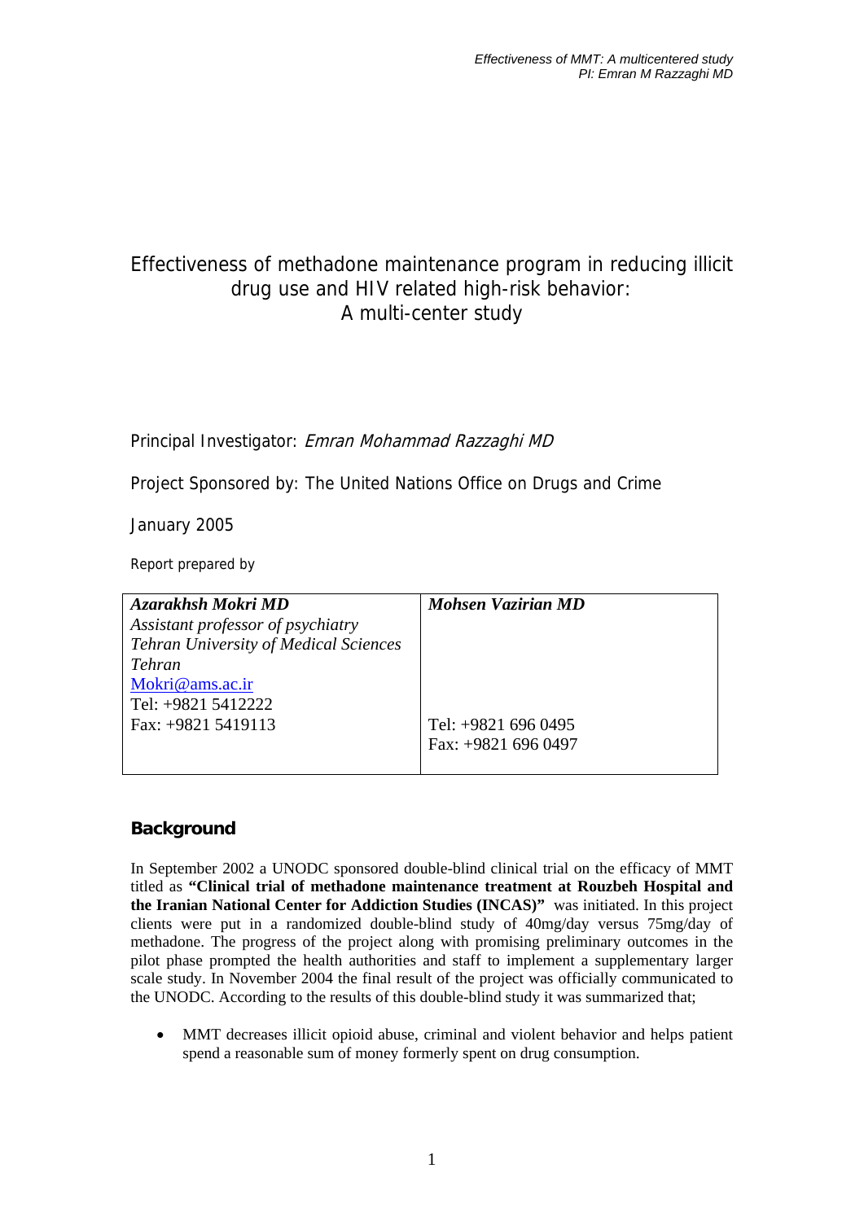# Effectiveness of methadone maintenance program in reducing illicit drug use and HIV related high-risk behavior: A multi-center study

Principal Investigator: *Emran Mohammad Razzaghi MD*

Project Sponsored by: The United Nations Office on Drugs and Crime

January 2005

Report prepared by

| ***Azarakhsh Mokri MD*** | ***Mohsen Vazirian MD*** |
|---|---|
| *Assistant professor of psychiatry* | |
| *Tehran University of Medical Sciences* | |
| *Tehran* | |
| Mokri@ams.ac.ir | |
| Tel: +9821 5412222 | Tel: +9821 696 0495 |
| Fax: +9821 5419113 | Fax: +9821 696 0497 |

## Background

In September 2002 a UNODC sponsored double-blind clinical trial on the efficacy of MMT titled as **"Clinical trial of methadone maintenance treatment at Rouzbeh Hospital and the Iranian National Center for Addiction Studies (INCAS)"** was initiated. In this project clients were put in a randomized double-blind study of 40mg/day versus 75mg/day of methadone. The progress of the project along with promising preliminary outcomes in the pilot phase prompted the health authorities and staff to implement a supplementary larger scale study. In November 2004 the final result of the project was officially communicated to the UNODC. According to the results of this double-blind study it was summarized that;

- MMT decreases illicit opioid abuse, criminal and violent behavior and helps patient spend a reasonable sum of money formerly spent on drug consumption.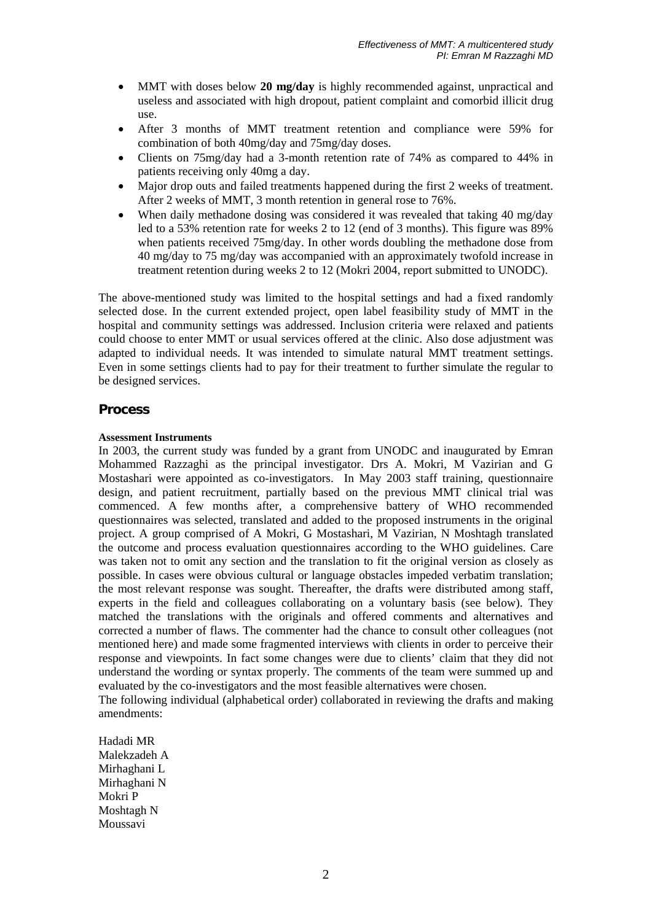- MMT with doses below **20 mg/day** is highly recommended against, unpractical and useless and associated with high dropout, patient complaint and comorbid illicit drug use.
- After 3 months of MMT treatment retention and compliance were 59% for combination of both 40mg/day and 75mg/day doses.
- Clients on 75mg/day had a 3-month retention rate of 74% as compared to 44% in patients receiving only 40mg a day.
- Major drop outs and failed treatments happened during the first 2 weeks of treatment. After 2 weeks of MMT, 3 month retention in general rose to 76%.
- When daily methadone dosing was considered it was revealed that taking 40 mg/day led to a 53% retention rate for weeks 2 to 12 (end of 3 months). This figure was 89% when patients received 75mg/day. In other words doubling the methadone dose from 40 mg/day to 75 mg/day was accompanied with an approximately twofold increase in treatment retention during weeks 2 to 12 (Mokri 2004, report submitted to UNODC).

The above-mentioned study was limited to the hospital settings and had a fixed randomly selected dose. In the current extended project, open label feasibility study of MMT in the hospital and community settings was addressed. Inclusion criteria were relaxed and patients could choose to enter MMT or usual services offered at the clinic. Also dose adjustment was adapted to individual needs. It was intended to simulate natural MMT treatment settings. Even in some settings clients had to pay for their treatment to further simulate the regular to be designed services.

## Process

#### Assessment Instruments

In 2003, the current study was funded by a grant from UNODC and inaugurated by Emran Mohammed Razzaghi as the principal investigator. Drs A. Mokri, M Vazirian and G Mostashari were appointed as co-investigators. In May 2003 staff training, questionnaire design, and patient recruitment, partially based on the previous MMT clinical trial was commenced. A few months after, a comprehensive battery of WHO recommended questionnaires was selected, translated and added to the proposed instruments in the original project. A group comprised of A Mokri, G Mostashari, M Vazirian, N Moshtagh translated the outcome and process evaluation questionnaires according to the WHO guidelines. Care was taken not to omit any section and the translation to fit the original version as closely as possible. In cases were obvious cultural or language obstacles impeded verbatim translation; the most relevant response was sought. Thereafter, the drafts were distributed among staff, experts in the field and colleagues collaborating on a voluntary basis (see below). They matched the translations with the originals and offered comments and alternatives and corrected a number of flaws. The commenter had the chance to consult other colleagues (not mentioned here) and made some fragmented interviews with clients in order to perceive their response and viewpoints. In fact some changes were due to clients' claim that they did not understand the wording or syntax properly. The comments of the team were summed up and evaluated by the co-investigators and the most feasible alternatives were chosen.
The following individual (alphabetical order) collaborated in reviewing the drafts and making amendments:

Hadadi MR
Malekzadeh A
Mirhaghani L
Mirhaghani N
Mokri P
Moshtagh N
Moussavi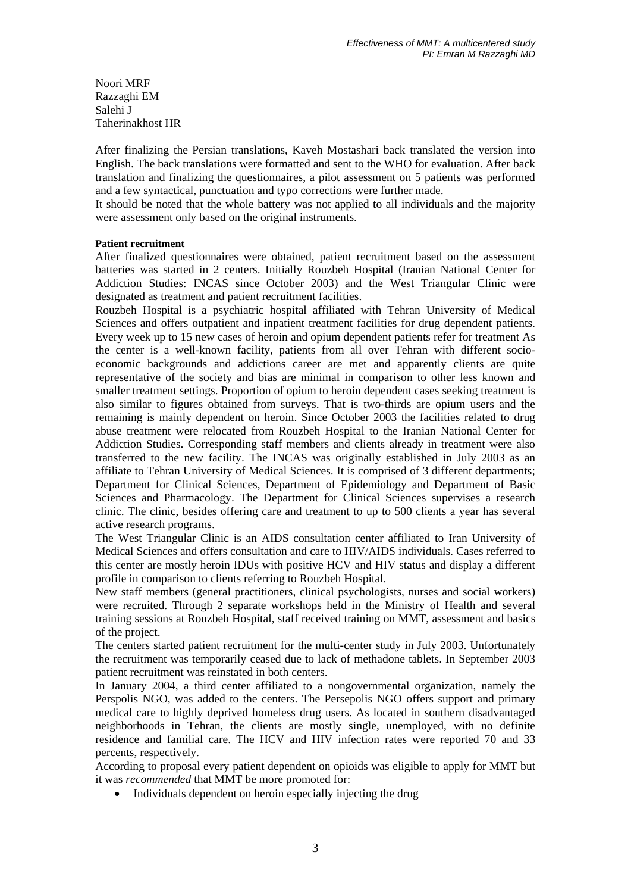Noori MRF
Razzaghi EM
Salehi J
Taherinakhost HR

After finalizing the Persian translations, Kaveh Mostashari back translated the version into English. The back translations were formatted and sent to the WHO for evaluation. After back translation and finalizing the questionnaires, a pilot assessment on 5 patients was performed and a few syntactical, punctuation and typo corrections were further made.

It should be noted that the whole battery was not applied to all individuals and the majority were assessment only based on the original instruments.

**Patient recruitment**

After finalized questionnaires were obtained, patient recruitment based on the assessment batteries was started in 2 centers. Initially Rouzbeh Hospital (Iranian National Center for Addiction Studies: INCAS since October 2003) and the West Triangular Clinic were designated as treatment and patient recruitment facilities.

Rouzbeh Hospital is a psychiatric hospital affiliated with Tehran University of Medical Sciences and offers outpatient and inpatient treatment facilities for drug dependent patients. Every week up to 15 new cases of heroin and opium dependent patients refer for treatment As the center is a well-known facility, patients from all over Tehran with different socio-economic backgrounds and addictions career are met and apparently clients are quite representative of the society and bias are minimal in comparison to other less known and smaller treatment settings. Proportion of opium to heroin dependent cases seeking treatment is also similar to figures obtained from surveys. That is two-thirds are opium users and the remaining is mainly dependent on heroin. Since October 2003 the facilities related to drug abuse treatment were relocated from Rouzbeh Hospital to the Iranian National Center for Addiction Studies. Corresponding staff members and clients already in treatment were also transferred to the new facility. The INCAS was originally established in July 2003 as an affiliate to Tehran University of Medical Sciences. It is comprised of 3 different departments; Department for Clinical Sciences, Department of Epidemiology and Department of Basic Sciences and Pharmacology. The Department for Clinical Sciences supervises a research clinic. The clinic, besides offering care and treatment to up to 500 clients a year has several active research programs.

The West Triangular Clinic is an AIDS consultation center affiliated to Iran University of Medical Sciences and offers consultation and care to HIV/AIDS individuals. Cases referred to this center are mostly heroin IDUs with positive HCV and HIV status and display a different profile in comparison to clients referring to Rouzbeh Hospital.

New staff members (general practitioners, clinical psychologists, nurses and social workers) were recruited. Through 2 separate workshops held in the Ministry of Health and several training sessions at Rouzbeh Hospital, staff received training on MMT, assessment and basics of the project.

The centers started patient recruitment for the multi-center study in July 2003. Unfortunately the recruitment was temporarily ceased due to lack of methadone tablets. In September 2003 patient recruitment was reinstated in both centers.

In January 2004, a third center affiliated to a nongovernmental organization, namely the Perspolis NGO, was added to the centers. The Persepolis NGO offers support and primary medical care to highly deprived homeless drug users. As located in southern disadvantaged neighborhoods in Tehran, the clients are mostly single, unemployed, with no definite residence and familial care. The HCV and HIV infection rates were reported 70 and 33 percents, respectively.

According to proposal every patient dependent on opioids was eligible to apply for MMT but it was *recommended* that MMT be more promoted for:

- Individuals dependent on heroin especially injecting the drug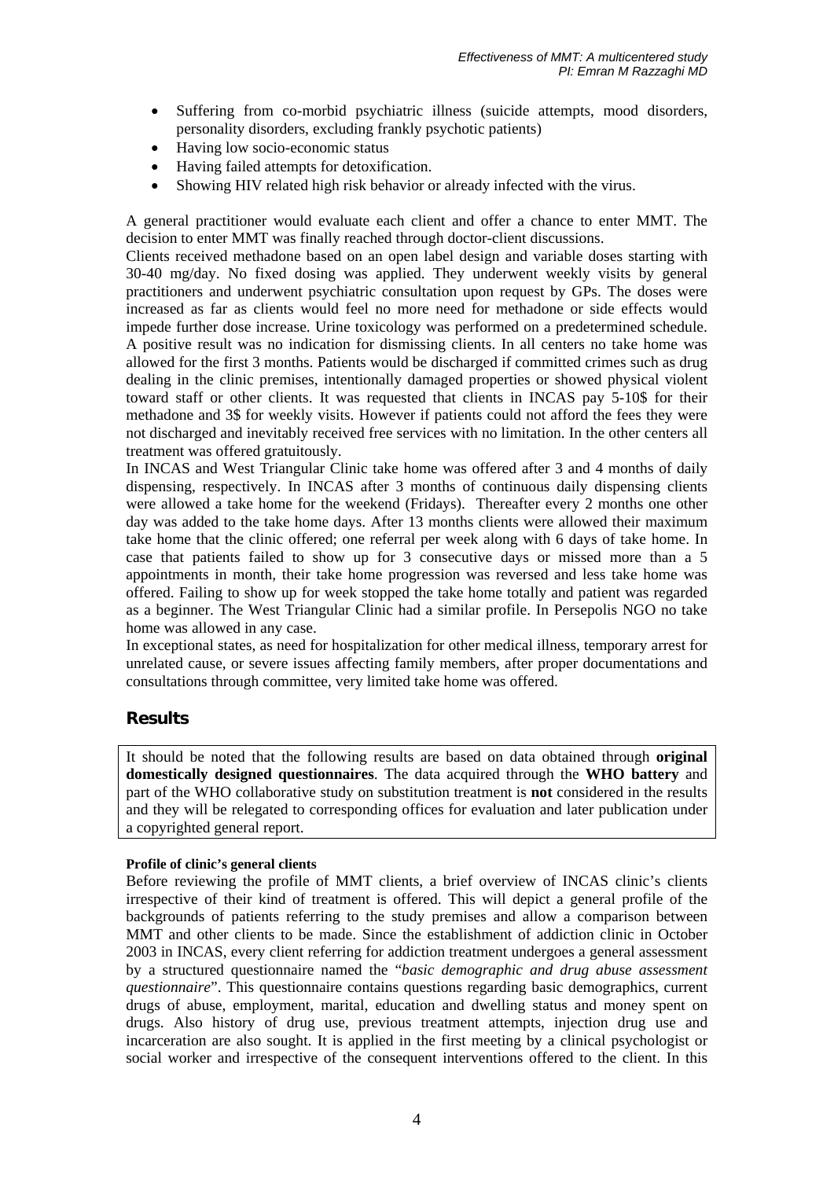- Suffering from co-morbid psychiatric illness (suicide attempts, mood disorders, personality disorders, excluding frankly psychotic patients)
- Having low socio-economic status
- Having failed attempts for detoxification.
- Showing HIV related high risk behavior or already infected with the virus.

A general practitioner would evaluate each client and offer a chance to enter MMT. The decision to enter MMT was finally reached through doctor-client discussions.

Clients received methadone based on an open label design and variable doses starting with 30-40 mg/day. No fixed dosing was applied. They underwent weekly visits by general practitioners and underwent psychiatric consultation upon request by GPs. The doses were increased as far as clients would feel no more need for methadone or side effects would impede further dose increase. Urine toxicology was performed on a predetermined schedule. A positive result was no indication for dismissing clients. In all centers no take home was allowed for the first 3 months. Patients would be discharged if committed crimes such as drug dealing in the clinic premises, intentionally damaged properties or showed physical violent toward staff or other clients. It was requested that clients in INCAS pay 5-10$ for their methadone and 3$ for weekly visits. However if patients could not afford the fees they were not discharged and inevitably received free services with no limitation. In the other centers all treatment was offered gratuitously.

In INCAS and West Triangular Clinic take home was offered after 3 and 4 months of daily dispensing, respectively. In INCAS after 3 months of continuous daily dispensing clients were allowed a take home for the weekend (Fridays). Thereafter every 2 months one other day was added to the take home days. After 13 months clients were allowed their maximum take home that the clinic offered; one referral per week along with 6 days of take home. In case that patients failed to show up for 3 consecutive days or missed more than a 5 appointments in month, their take home progression was reversed and less take home was offered. Failing to show up for week stopped the take home totally and patient was regarded as a beginner. The West Triangular Clinic had a similar profile. In Persepolis NGO no take home was allowed in any case.

In exceptional states, as need for hospitalization for other medical illness, temporary arrest for unrelated cause, or severe issues affecting family members, after proper documentations and consultations through committee, very limited take home was offered.

## Results

It should be noted that the following results are based on data obtained through **original domestically designed questionnaires**. The data acquired through the **WHO battery** and part of the WHO collaborative study on substitution treatment is **not** considered in the results and they will be relegated to corresponding offices for evaluation and later publication under a copyrighted general report.

#### Profile of clinic's general clients

Before reviewing the profile of MMT clients, a brief overview of INCAS clinic's clients irrespective of their kind of treatment is offered. This will depict a general profile of the backgrounds of patients referring to the study premises and allow a comparison between MMT and other clients to be made. Since the establishment of addiction clinic in October 2003 in INCAS, every client referring for addiction treatment undergoes a general assessment by a structured questionnaire named the "*basic demographic and drug abuse assessment questionnaire*". This questionnaire contains questions regarding basic demographics, current drugs of abuse, employment, marital, education and dwelling status and money spent on drugs. Also history of drug use, previous treatment attempts, injection drug use and incarceration are also sought. It is applied in the first meeting by a clinical psychologist or social worker and irrespective of the consequent interventions offered to the client. In this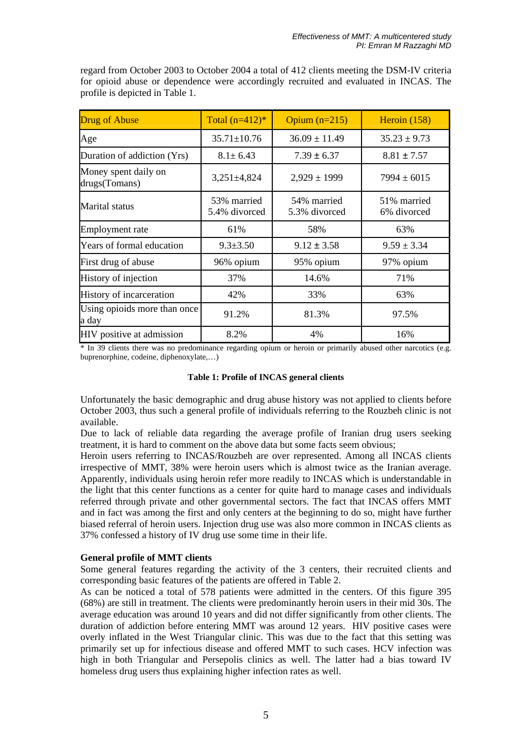regard from October 2003 to October 2004 a total of 412 clients meeting the DSM-IV criteria for opioid abuse or dependence were accordingly recruited and evaluated in INCAS. The profile is depicted in Table 1.

| Drug of Abuse | Total (n=412)* | Opium (n=215) | Heroin (158) |
|---|---|---|---|
| Age | 35.71±10.76 | 36.09 ± 11.49 | 35.23 ± 9.73 |
| Duration of addiction (Yrs) | 8.1± 6.43 | 7.39 ± 6.37 | 8.81 ± 7.57 |
| Money spent daily on drugs(Tomans) | 3,251±4,824 | 2,929 ± 1999 | 7994 ± 6015 |
| Marital status | 53% married 5.4% divorced | 54% married 5.3% divorced | 51% married 6% divorced |
| Employment rate | 61% | 58% | 63% |
| Years of formal education | 9.3±3.50 | 9.12 ± 3.58 | 9.59 ± 3.34 |
| First drug of abuse | 96% opium | 95% opium | 97% opium |
| History of injection | 37% | 14.6% | 71% |
| History of incarceration | 42% | 33% | 63% |
| Using opioids more than once a day | 91.2% | 81.3% | 97.5% |
| HIV positive at admission | 8.2% | 4% | 16% |

* In 39 clients there was no predominance regarding opium or heroin or primarily abused other narcotics (e.g. buprenorphine, codeine, diphenoxylate,…)

**Table 1: Profile of INCAS general clients**

Unfortunately the basic demographic and drug abuse history was not applied to clients before October 2003, thus such a general profile of individuals referring to the Rouzbeh clinic is not available.

Due to lack of reliable data regarding the average profile of Iranian drug users seeking treatment, it is hard to comment on the above data but some facts seem obvious;

Heroin users referring to INCAS/Rouzbeh are over represented. Among all INCAS clients irrespective of MMT, 38% were heroin users which is almost twice as the Iranian average. Apparently, individuals using heroin refer more readily to INCAS which is understandable in the light that this center functions as a center for quite hard to manage cases and individuals referred through private and other governmental sectors. The fact that INCAS offers MMT and in fact was among the first and only centers at the beginning to do so, might have further biased referral of heroin users. Injection drug use was also more common in INCAS clients as 37% confessed a history of IV drug use some time in their life.

**General profile of MMT clients**

Some general features regarding the activity of the 3 centers, their recruited clients and corresponding basic features of the patients are offered in Table 2.

As can be noticed a total of 578 patients were admitted in the centers. Of this figure 395 (68%) are still in treatment. The clients were predominantly heroin users in their mid 30s. The average education was around 10 years and did not differ significantly from other clients. The duration of addiction before entering MMT was around 12 years. HIV positive cases were overly inflated in the West Triangular clinic. This was due to the fact that this setting was primarily set up for infectious disease and offered MMT to such cases. HCV infection was high in both Triangular and Persepolis clinics as well. The latter had a bias toward IV homeless drug users thus explaining higher infection rates as well.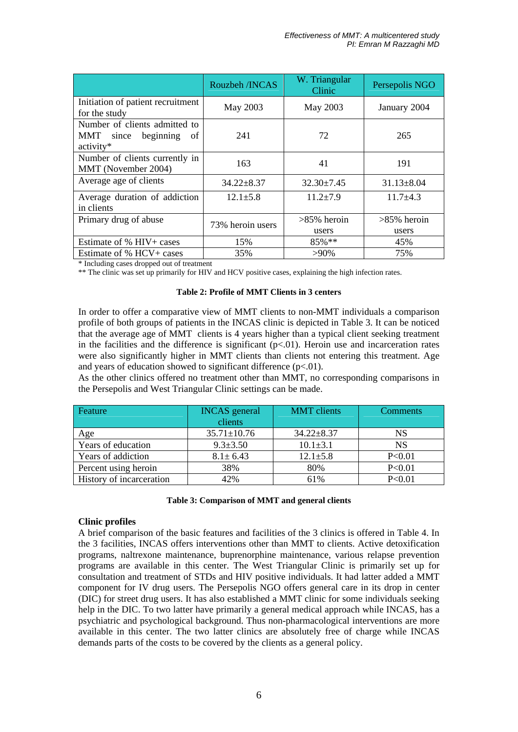| | Rouzbeh /INCAS | W. Triangular Clinic | Persepolis NGO |
|---|---|---|---|
| Initiation of patient recruitment for the study | May 2003 | May 2003 | January 2004 |
| Number of clients admitted to MMT since beginning of activity* | 241 | 72 | 265 |
| Number of clients currently in MMT (November 2004) | 163 | 41 | 191 |
| Average age of clients | 34.22±8.37 | 32.30±7.45 | 31.13±8.04 |
| Average duration of addiction in clients | 12.1±5.8 | 11.2±7.9 | 11.7±4.3 |
| Primary drug of abuse | 73% heroin users | >85% heroin users | >85% heroin users |
| Estimate of % HIV+ cases | 15% | 85%** | 45% |
| Estimate of % HCV+ cases | 35% | >90% | 75% |

* Including cases dropped out of treatment

** The clinic was set up primarily for HIV and HCV positive cases, explaining the high infection rates.

**Table 2: Profile of MMT Clients in 3 centers**

In order to offer a comparative view of MMT clients to non-MMT individuals a comparison profile of both groups of patients in the INCAS clinic is depicted in Table 3. It can be noticed that the average age of MMT clients is 4 years higher than a typical client seeking treatment in the facilities and the difference is significant ($p<.01$). Heroin use and incarceration rates were also significantly higher in MMT clients than clients not entering this treatment. Age and years of education showed to significant difference ($p<.01$).

As the other clinics offered no treatment other than MMT, no corresponding comparisons in the Persepolis and West Triangular Clinic settings can be made.

| Feature | INCAS general clients | MMT clients | Comments |
|---|---|---|---|
| Age | 35.71±10.76 | 34.22±8.37 | NS |
| Years of education | 9.3±3.50 | 10.1±3.1 | NS |
| Years of addiction | 8.1± 6.43 | 12.1±5.8 | P<0.01 |
| Percent using heroin | 38% | 80% | P<0.01 |
| History of incarceration | 42% | 61% | P<0.01 |

**Table 3: Comparison of MMT and general clients**

**Clinic profiles**

A brief comparison of the basic features and facilities of the 3 clinics is offered in Table 4. In the 3 facilities, INCAS offers interventions other than MMT to clients. Active detoxification programs, naltrexone maintenance, buprenorphine maintenance, various relapse prevention programs are available in this center. The West Triangular Clinic is primarily set up for consultation and treatment of STDs and HIV positive individuals. It had latter added a MMT component for IV drug users. The Persepolis NGO offers general care in its drop in center (DIC) for street drug users. It has also established a MMT clinic for some individuals seeking help in the DIC. To two latter have primarily a general medical approach while INCAS, has a psychiatric and psychological background. Thus non-pharmacological interventions are more available in this center. The two latter clinics are absolutely free of charge while INCAS demands parts of the costs to be covered by the clients as a general policy.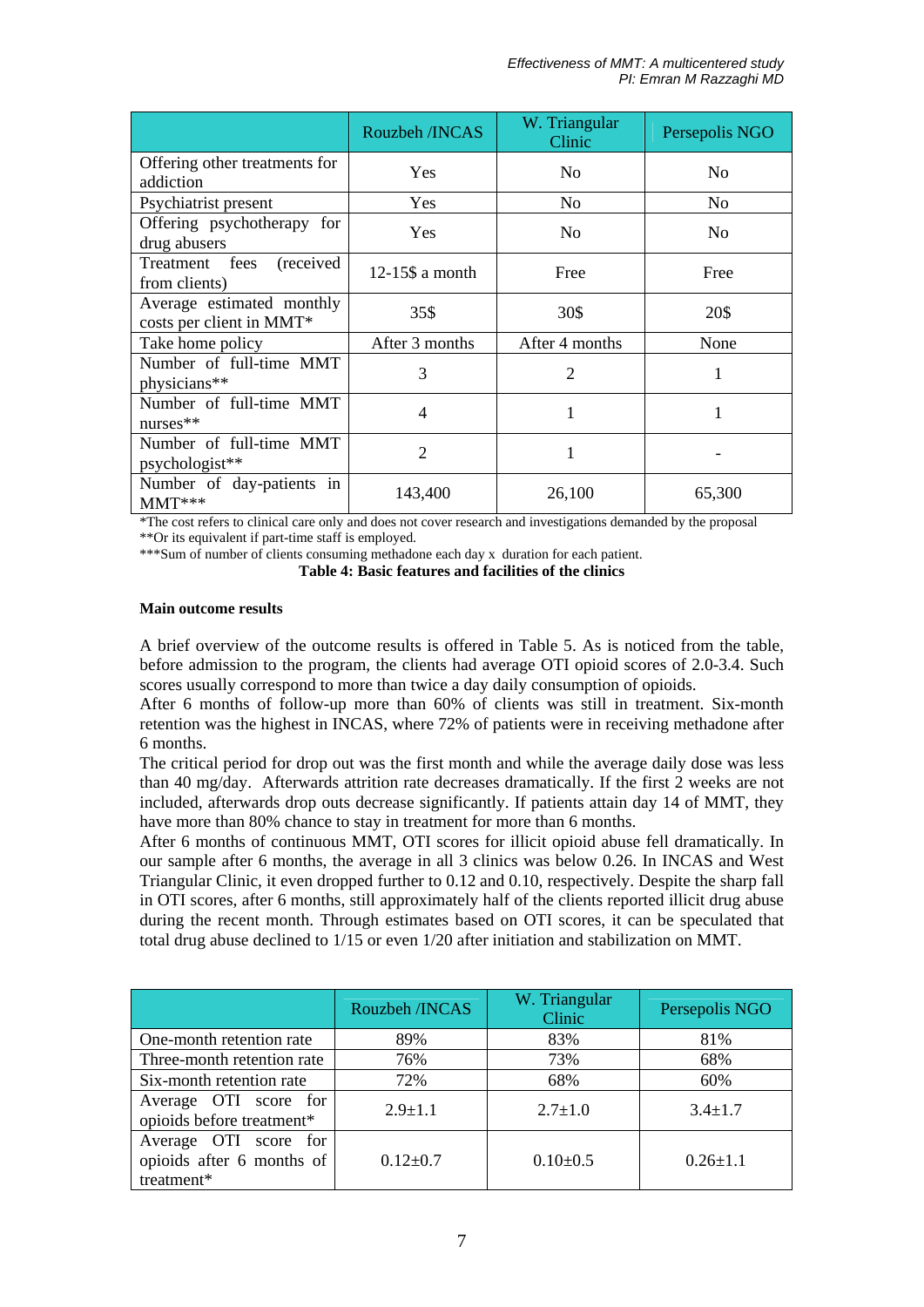| | Rouzbeh /INCAS | W. Triangular Clinic | Persepolis NGO |
|---|---|---|---|
| Offering other treatments for addiction | Yes | No | No |
| Psychiatrist present | Yes | No | No |
| Offering psychotherapy for drug abusers | Yes | No | No |
| Treatment fees (received from clients) | 12-15$ a month | Free | Free |
| Average estimated monthly costs per client in MMT* | 35$ | 30$ | 20$ |
| Take home policy | After 3 months | After 4 months | None |
| Number of full-time MMT physicians** | 3 | 2 | 1 |
| Number of full-time MMT nurses** | 4 | 1 | 1 |
| Number of full-time MMT psychologist** | 2 | 1 | - |
| Number of day-patients in MMT*** | 143,400 | 26,100 | 65,300 |

*The cost refers to clinical care only and does not cover research and investigations demanded by the proposal
**Or its equivalent if part-time staff is employed.
***Sum of number of clients consuming methadone each day x duration for each patient.

**Table 4: Basic features and facilities of the clinics**

**Main outcome results**

A brief overview of the outcome results is offered in Table 5. As is noticed from the table, before admission to the program, the clients had average OTI opioid scores of 2.0-3.4. Such scores usually correspond to more than twice a day daily consumption of opioids.
After 6 months of follow-up more than 60% of clients was still in treatment. Six-month retention was the highest in INCAS, where 72% of patients were in receiving methadone after 6 months.
The critical period for drop out was the first month and while the average daily dose was less than 40 mg/day. Afterwards attrition rate decreases dramatically. If the first 2 weeks are not included, afterwards drop outs decrease significantly. If patients attain day 14 of MMT, they have more than 80% chance to stay in treatment for more than 6 months.
After 6 months of continuous MMT, OTI scores for illicit opioid abuse fell dramatically. In our sample after 6 months, the average in all 3 clinics was below 0.26. In INCAS and West Triangular Clinic, it even dropped further to 0.12 and 0.10, respectively. Despite the sharp fall in OTI scores, after 6 months, still approximately half of the clients reported illicit drug abuse during the recent month. Through estimates based on OTI scores, it can be speculated that total drug abuse declined to 1/15 or even 1/20 after initiation and stabilization on MMT.

| | Rouzbeh /INCAS | W. Triangular Clinic | Persepolis NGO |
|---|---|---|---|
| One-month retention rate | 89% | 83% | 81% |
| Three-month retention rate | 76% | 73% | 68% |
| Six-month retention rate | 72% | 68% | 60% |
| Average OTI score for opioids before treatment* | 2.9±1.1 | 2.7±1.0 | 3.4±1.7 |
| Average OTI score for opioids after 6 months of treatment* | 0.12±0.7 | 0.10±0.5 | 0.26±1.1 |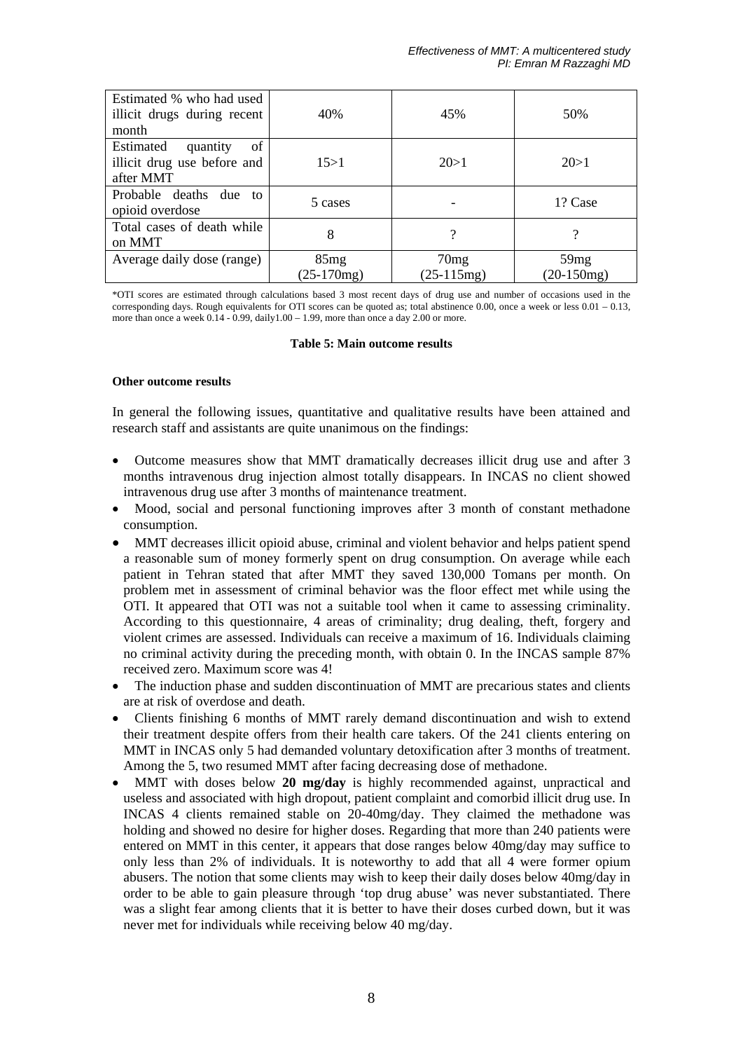| | | | |
|---|---|---|---|
| Estimated % who had used illicit drugs during recent month | 40% | 45% | 50% |
| Estimated quantity of illicit drug use before and after MMT | 15>1 | 20>1 | 20>1 |
| Probable deaths due to opioid overdose | 5 cases | - | 1? Case |
| Total cases of death while on MMT | 8 | ? | ? |
| Average daily dose (range) | 85mg (25-170mg) | 70mg (25-115mg) | 59mg (20-150mg) |

*OTI scores are estimated through calculations based 3 most recent days of drug use and number of occasions used in the corresponding days. Rough equivalents for OTI scores can be quoted as; total abstinence 0.00, once a week or less 0.01 – 0.13, more than once a week 0.14 - 0.99, daily1.00 – 1.99, more than once a day 2.00 or more.

**Table 5: Main outcome results**

**Other outcome results**

In general the following issues, quantitative and qualitative results have been attained and research staff and assistants are quite unanimous on the findings:

- Outcome measures show that MMT dramatically decreases illicit drug use and after 3 months intravenous drug injection almost totally disappears. In INCAS no client showed intravenous drug use after 3 months of maintenance treatment.
- Mood, social and personal functioning improves after 3 month of constant methadone consumption.
- MMT decreases illicit opioid abuse, criminal and violent behavior and helps patient spend a reasonable sum of money formerly spent on drug consumption. On average while each patient in Tehran stated that after MMT they saved 130,000 Tomans per month. On problem met in assessment of criminal behavior was the floor effect met while using the OTI. It appeared that OTI was not a suitable tool when it came to assessing criminality. According to this questionnaire, 4 areas of criminality; drug dealing, theft, forgery and violent crimes are assessed. Individuals can receive a maximum of 16. Individuals claiming no criminal activity during the preceding month, with obtain 0. In the INCAS sample 87% received zero. Maximum score was 4!
- The induction phase and sudden discontinuation of MMT are precarious states and clients are at risk of overdose and death.
- Clients finishing 6 months of MMT rarely demand discontinuation and wish to extend their treatment despite offers from their health care takers. Of the 241 clients entering on MMT in INCAS only 5 had demanded voluntary detoxification after 3 months of treatment. Among the 5, two resumed MMT after facing decreasing dose of methadone.
- MMT with doses below **20 mg/day** is highly recommended against, unpractical and useless and associated with high dropout, patient complaint and comorbid illicit drug use. In INCAS 4 clients remained stable on 20-40mg/day. They claimed the methadone was holding and showed no desire for higher doses. Regarding that more than 240 patients were entered on MMT in this center, it appears that dose ranges below 40mg/day may suffice to only less than 2% of individuals. It is noteworthy to add that all 4 were former opium abusers. The notion that some clients may wish to keep their daily doses below 40mg/day in order to be able to gain pleasure through 'top drug abuse' was never substantiated. There was a slight fear among clients that it is better to have their doses curbed down, but it was never met for individuals while receiving below 40 mg/day.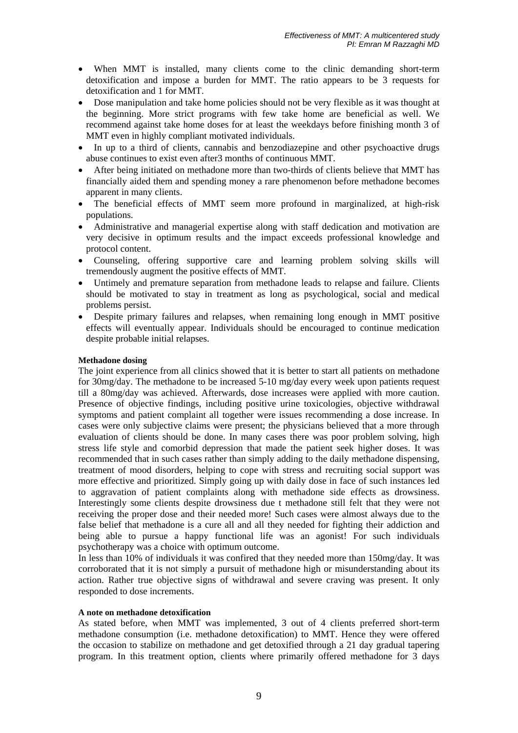- When MMT is installed, many clients come to the clinic demanding short-term detoxification and impose a burden for MMT. The ratio appears to be 3 requests for detoxification and 1 for MMT.
- Dose manipulation and take home policies should not be very flexible as it was thought at the beginning. More strict programs with few take home are beneficial as well. We recommend against take home doses for at least the weekdays before finishing month 3 of MMT even in highly compliant motivated individuals.
- In up to a third of clients, cannabis and benzodiazepine and other psychoactive drugs abuse continues to exist even after3 months of continuous MMT.
- After being initiated on methadone more than two-thirds of clients believe that MMT has financially aided them and spending money a rare phenomenon before methadone becomes apparent in many clients.
- The beneficial effects of MMT seem more profound in marginalized, at high-risk populations.
- Administrative and managerial expertise along with staff dedication and motivation are very decisive in optimum results and the impact exceeds professional knowledge and protocol content.
- Counseling, offering supportive care and learning problem solving skills will tremendously augment the positive effects of MMT.
- Untimely and premature separation from methadone leads to relapse and failure. Clients should be motivated to stay in treatment as long as psychological, social and medical problems persist.
- Despite primary failures and relapses, when remaining long enough in MMT positive effects will eventually appear. Individuals should be encouraged to continue medication despite probable initial relapses.

**Methadone dosing**

The joint experience from all clinics showed that it is better to start all patients on methadone for 30mg/day. The methadone to be increased 5-10 mg/day every week upon patients request till a 80mg/day was achieved. Afterwards, dose increases were applied with more caution. Presence of objective findings, including positive urine toxicologies, objective withdrawal symptoms and patient complaint all together were issues recommending a dose increase. In cases were only subjective claims were present; the physicians believed that a more through evaluation of clients should be done. In many cases there was poor problem solving, high stress life style and comorbid depression that made the patient seek higher doses. It was recommended that in such cases rather than simply adding to the daily methadone dispensing, treatment of mood disorders, helping to cope with stress and recruiting social support was more effective and prioritized. Simply going up with daily dose in face of such instances led to aggravation of patient complaints along with methadone side effects as drowsiness. Interestingly some clients despite drowsiness due t methadone still felt that they were not receiving the proper dose and their needed more! Such cases were almost always due to the false belief that methadone is a cure all and all they needed for fighting their addiction and being able to pursue a happy functional life was an agonist! For such individuals psychotherapy was a choice with optimum outcome.

In less than 10% of individuals it was confired that they needed more than 150mg/day. It was corroborated that it is not simply a pursuit of methadone high or misunderstanding about its action. Rather true objective signs of withdrawal and severe craving was present. It only responded to dose increments.

**A note on methadone detoxification**

As stated before, when MMT was implemented, 3 out of 4 clients preferred short-term methadone consumption (i.e. methadone detoxification) to MMT. Hence they were offered the occasion to stabilize on methadone and get detoxified through a 21 day gradual tapering program. In this treatment option, clients where primarily offered methadone for 3 days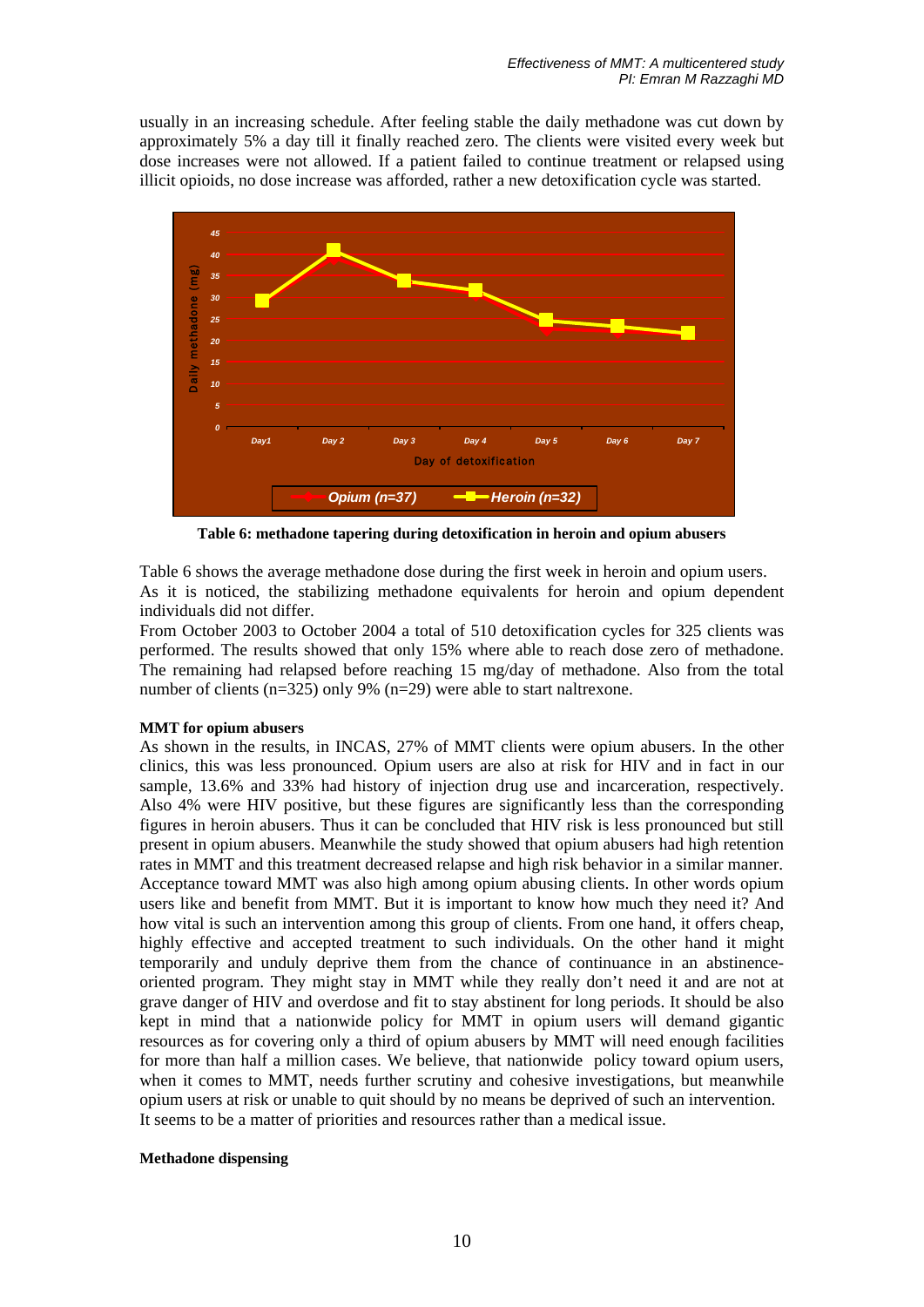usually in an increasing schedule. After feeling stable the daily methadone was cut down by approximately 5% a day till it finally reached zero. The clients were visited every week but dose increases were not allowed. If a patient failed to continue treatment or relapsed using illicit opioids, no dose increase was afforded, rather a new detoxification cycle was started.

Daily methadone (mg)

45
40
35
30
25
20
15
10
5
0

Day1 Day 2 Day 3 Day 4 Day 5 Day 6 Day 7

Day of detoxification

Opium (n=37) Heroin (n=32)

**Table 6: methadone tapering during detoxification in heroin and opium abusers**

Table 6 shows the average methadone dose during the first week in heroin and opium users. As it is noticed, the stabilizing methadone equivalents for heroin and opium dependent individuals did not differ.
From October 2003 to October 2004 a total of 510 detoxification cycles for 325 clients was performed. The results showed that only 15% where able to reach dose zero of methadone. The remaining had relapsed before reaching 15 mg/day of methadone. Also from the total number of clients (n=325) only 9% (n=29) were able to start naltrexone.

**MMT for opium abusers**

As shown in the results, in INCAS, 27% of MMT clients were opium abusers. In the other clinics, this was less pronounced. Opium users are also at risk for HIV and in fact in our sample, 13.6% and 33% had history of injection drug use and incarceration, respectively. Also 4% were HIV positive, but these figures are significantly less than the corresponding figures in heroin abusers. Thus it can be concluded that HIV risk is less pronounced but still present in opium abusers. Meanwhile the study showed that opium abusers had high retention rates in MMT and this treatment decreased relapse and high risk behavior in a similar manner. Acceptance toward MMT was also high among opium abusing clients. In other words opium users like and benefit from MMT. But it is important to know how much they need it? And how vital is such an intervention among this group of clients. From one hand, it offers cheap, highly effective and accepted treatment to such individuals. On the other hand it might temporarily and unduly deprive them from the chance of continuance in an abstinence-oriented program. They might stay in MMT while they really don't need it and are not at grave danger of HIV and overdose and fit to stay abstinent for long periods. It should be also kept in mind that a nationwide policy for MMT in opium users will demand gigantic resources as for covering only a third of opium abusers by MMT will need enough facilities for more than half a million cases. We believe, that nationwide policy toward opium users, when it comes to MMT, needs further scrutiny and cohesive investigations, but meanwhile opium users at risk or unable to quit should by no means be deprived of such an intervention. It seems to be a matter of priorities and resources rather than a medical issue.

**Methadone dispensing**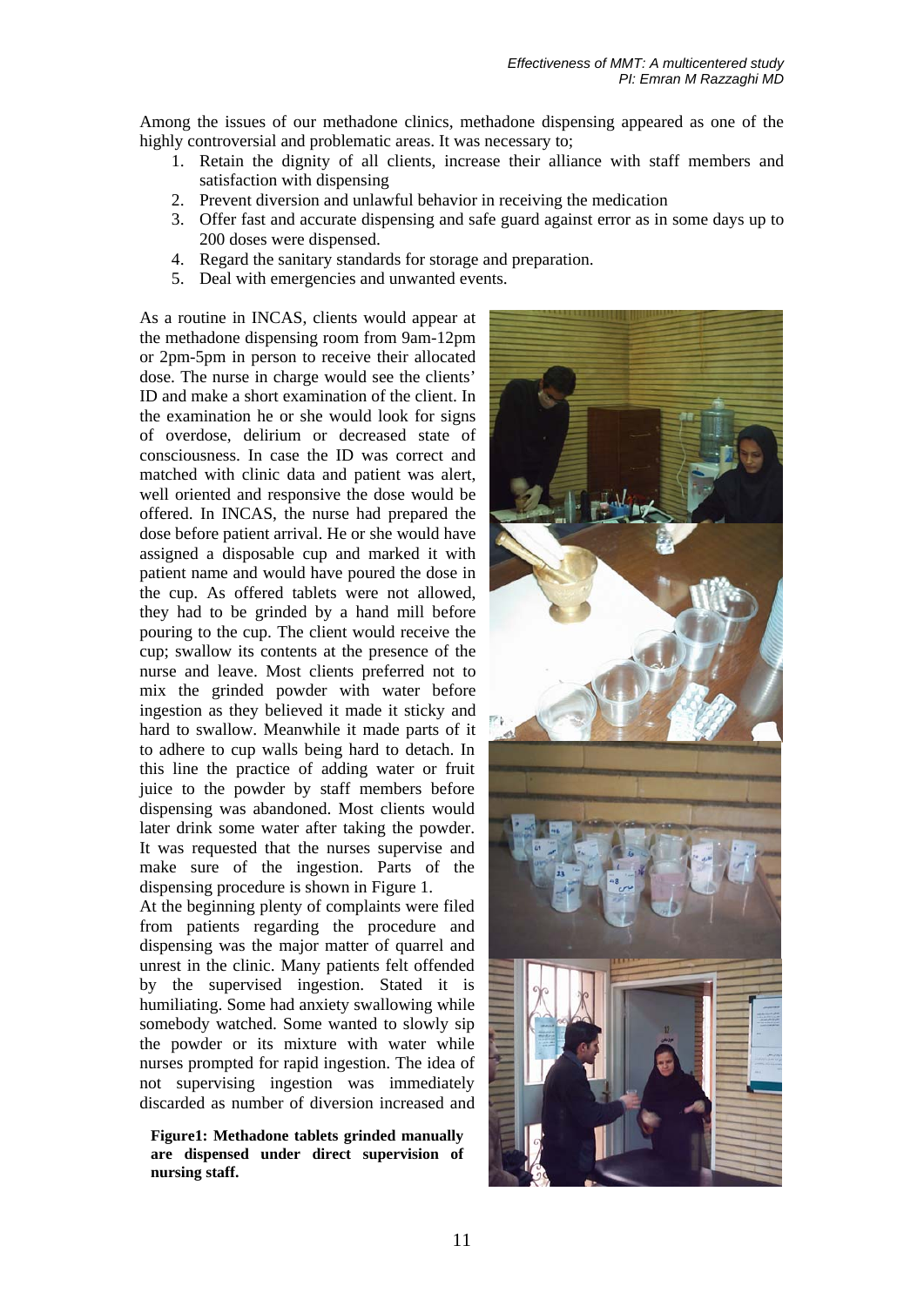Among the issues of our methadone clinics, methadone dispensing appeared as one of the highly controversial and problematic areas. It was necessary to;

1. Retain the dignity of all clients, increase their alliance with staff members and satisfaction with dispensing
2. Prevent diversion and unlawful behavior in receiving the medication
3. Offer fast and accurate dispensing and safe guard against error as in some days up to 200 doses were dispensed.
4. Regard the sanitary standards for storage and preparation.
5. Deal with emergencies and unwanted events.

As a routine in INCAS, clients would appear at the methadone dispensing room from 9am-12pm or 2pm-5pm in person to receive their allocated dose. The nurse in charge would see the clients' ID and make a short examination of the client. In the examination he or she would look for signs of overdose, delirium or decreased state of consciousness. In case the ID was correct and matched with clinic data and patient was alert, well oriented and responsive the dose would be offered. In INCAS, the nurse had prepared the dose before patient arrival. He or she would have assigned a disposable cup and marked it with patient name and would have poured the dose in the cup. As offered tablets were not allowed, they had to be grinded by a hand mill before pouring to the cup. The client would receive the cup; swallow its contents at the presence of the nurse and leave. Most clients preferred not to mix the grinded powder with water before ingestion as they believed it made it sticky and hard to swallow. Meanwhile it made parts of it to adhere to cup walls being hard to detach. In this line the practice of adding water or fruit juice to the powder by staff members before dispensing was abandoned. Most clients would later drink some water after taking the powder. It was requested that the nurses supervise and make sure of the ingestion. Parts of the dispensing procedure is shown in Figure 1.

At the beginning plenty of complaints were filed from patients regarding the procedure and dispensing was the major matter of quarrel and unrest in the clinic. Many patients felt offended by the supervised ingestion. Stated it is humiliating. Some had anxiety swallowing while somebody watched. Some wanted to slowly sip the powder or its mixture with water while nurses prompted for rapid ingestion. The idea of not supervising ingestion was immediately discarded as number of diversion increased and

**Figure1: Methadone tablets grinded manually are dispensed under direct supervision of nursing staff.**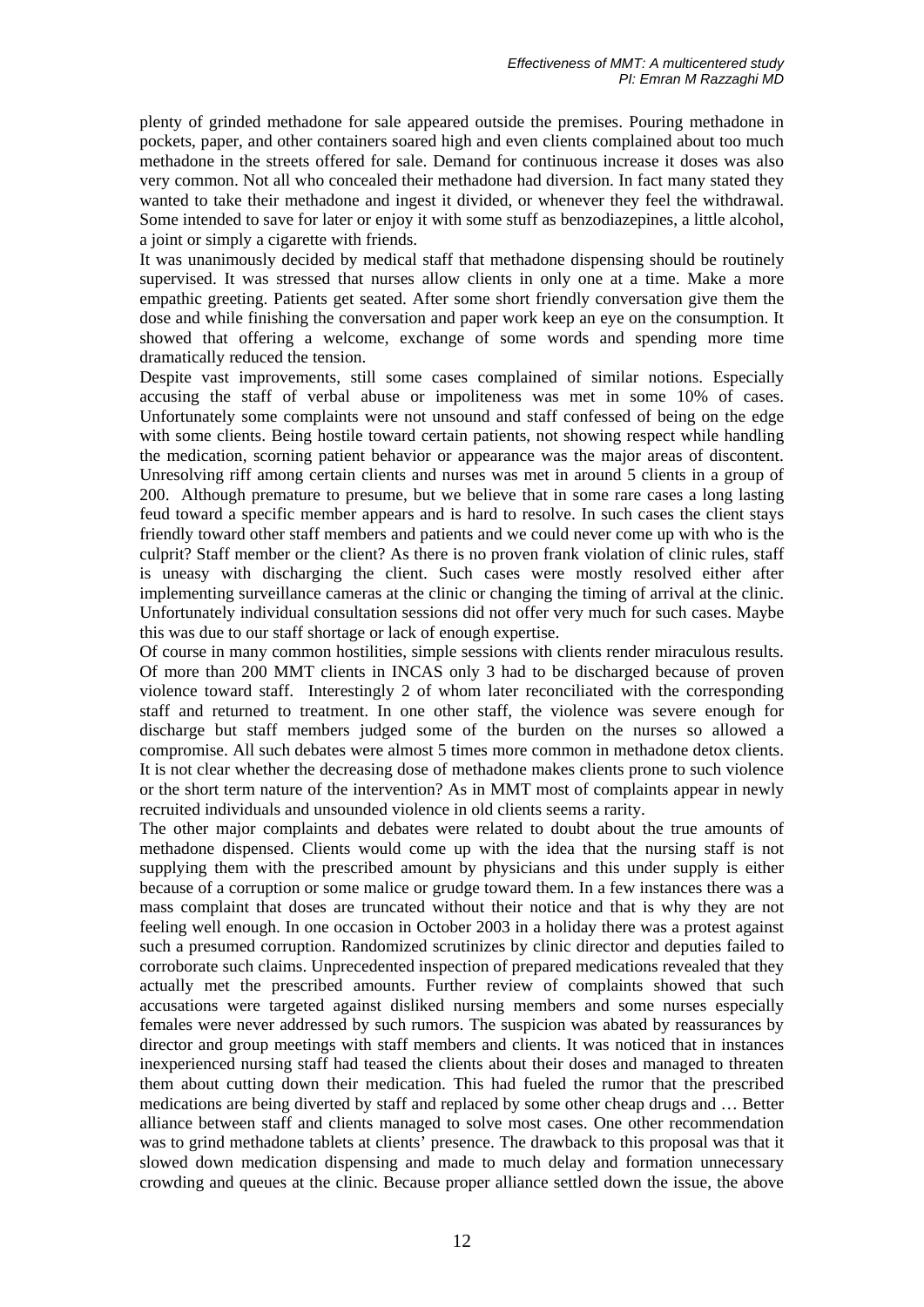plenty of grinded methadone for sale appeared outside the premises. Pouring methadone in pockets, paper, and other containers soared high and even clients complained about too much methadone in the streets offered for sale. Demand for continuous increase it doses was also very common. Not all who concealed their methadone had diversion. In fact many stated they wanted to take their methadone and ingest it divided, or whenever they feel the withdrawal. Some intended to save for later or enjoy it with some stuff as benzodiazepines, a little alcohol, a joint or simply a cigarette with friends.

It was unanimously decided by medical staff that methadone dispensing should be routinely supervised. It was stressed that nurses allow clients in only one at a time. Make a more empathic greeting. Patients get seated. After some short friendly conversation give them the dose and while finishing the conversation and paper work keep an eye on the consumption. It showed that offering a welcome, exchange of some words and spending more time dramatically reduced the tension.

Despite vast improvements, still some cases complained of similar notions. Especially accusing the staff of verbal abuse or impoliteness was met in some 10% of cases. Unfortunately some complaints were not unsound and staff confessed of being on the edge with some clients. Being hostile toward certain patients, not showing respect while handling the medication, scorning patient behavior or appearance was the major areas of discontent. Unresolving riff among certain clients and nurses was met in around 5 clients in a group of 200. Although premature to presume, but we believe that in some rare cases a long lasting feud toward a specific member appears and is hard to resolve. In such cases the client stays friendly toward other staff members and patients and we could never come up with who is the culprit? Staff member or the client? As there is no proven frank violation of clinic rules, staff is uneasy with discharging the client. Such cases were mostly resolved either after implementing surveillance cameras at the clinic or changing the timing of arrival at the clinic. Unfortunately individual consultation sessions did not offer very much for such cases. Maybe this was due to our staff shortage or lack of enough expertise.

Of course in many common hostilities, simple sessions with clients render miraculous results. Of more than 200 MMT clients in INCAS only 3 had to be discharged because of proven violence toward staff. Interestingly 2 of whom later reconciliated with the corresponding staff and returned to treatment. In one other staff, the violence was severe enough for discharge but staff members judged some of the burden on the nurses so allowed a compromise. All such debates were almost 5 times more common in methadone detox clients. It is not clear whether the decreasing dose of methadone makes clients prone to such violence or the short term nature of the intervention? As in MMT most of complaints appear in newly recruited individuals and unsounded violence in old clients seems a rarity.

The other major complaints and debates were related to doubt about the true amounts of methadone dispensed. Clients would come up with the idea that the nursing staff is not supplying them with the prescribed amount by physicians and this under supply is either because of a corruption or some malice or grudge toward them. In a few instances there was a mass complaint that doses are truncated without their notice and that is why they are not feeling well enough. In one occasion in October 2003 in a holiday there was a protest against such a presumed corruption. Randomized scrutinizes by clinic director and deputies failed to corroborate such claims. Unprecedented inspection of prepared medications revealed that they actually met the prescribed amounts. Further review of complaints showed that such accusations were targeted against disliked nursing members and some nurses especially females were never addressed by such rumors. The suspicion was abated by reassurances by director and group meetings with staff members and clients. It was noticed that in instances inexperienced nursing staff had teased the clients about their doses and managed to threaten them about cutting down their medication. This had fueled the rumor that the prescribed medications are being diverted by staff and replaced by some other cheap drugs and … Better alliance between staff and clients managed to solve most cases. One other recommendation was to grind methadone tablets at clients' presence. The drawback to this proposal was that it slowed down medication dispensing and made to much delay and formation unnecessary crowding and queues at the clinic. Because proper alliance settled down the issue, the above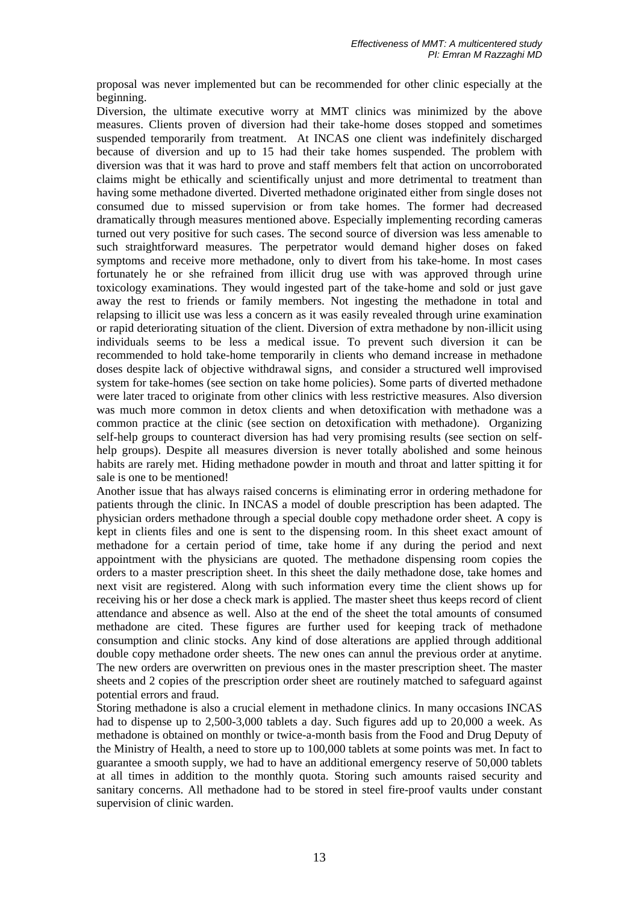proposal was never implemented but can be recommended for other clinic especially at the beginning.

Diversion, the ultimate executive worry at MMT clinics was minimized by the above measures. Clients proven of diversion had their take-home doses stopped and sometimes suspended temporarily from treatment. At INCAS one client was indefinitely discharged because of diversion and up to 15 had their take homes suspended. The problem with diversion was that it was hard to prove and staff members felt that action on uncorroborated claims might be ethically and scientifically unjust and more detrimental to treatment than having some methadone diverted. Diverted methadone originated either from single doses not consumed due to missed supervision or from take homes. The former had decreased dramatically through measures mentioned above. Especially implementing recording cameras turned out very positive for such cases. The second source of diversion was less amenable to such straightforward measures. The perpetrator would demand higher doses on faked symptoms and receive more methadone, only to divert from his take-home. In most cases fortunately he or she refrained from illicit drug use with was approved through urine toxicology examinations. They would ingested part of the take-home and sold or just gave away the rest to friends or family members. Not ingesting the methadone in total and relapsing to illicit use was less a concern as it was easily revealed through urine examination or rapid deteriorating situation of the client. Diversion of extra methadone by non-illicit using individuals seems to be less a medical issue. To prevent such diversion it can be recommended to hold take-home temporarily in clients who demand increase in methadone doses despite lack of objective withdrawal signs, and consider a structured well improvised system for take-homes (see section on take home policies). Some parts of diverted methadone were later traced to originate from other clinics with less restrictive measures. Also diversion was much more common in detox clients and when detoxification with methadone was a common practice at the clinic (see section on detoxification with methadone). Organizing self-help groups to counteract diversion has had very promising results (see section on self-help groups). Despite all measures diversion is never totally abolished and some heinous habits are rarely met. Hiding methadone powder in mouth and throat and latter spitting it for sale is one to be mentioned!

Another issue that has always raised concerns is eliminating error in ordering methadone for patients through the clinic. In INCAS a model of double prescription has been adapted. The physician orders methadone through a special double copy methadone order sheet. A copy is kept in clients files and one is sent to the dispensing room. In this sheet exact amount of methadone for a certain period of time, take home if any during the period and next appointment with the physicians are quoted. The methadone dispensing room copies the orders to a master prescription sheet. In this sheet the daily methadone dose, take homes and next visit are registered. Along with such information every time the client shows up for receiving his or her dose a check mark is applied. The master sheet thus keeps record of client attendance and absence as well. Also at the end of the sheet the total amounts of consumed methadone are cited. These figures are further used for keeping track of methadone consumption and clinic stocks. Any kind of dose alterations are applied through additional double copy methadone order sheets. The new ones can annul the previous order at anytime. The new orders are overwritten on previous ones in the master prescription sheet. The master sheets and 2 copies of the prescription order sheet are routinely matched to safeguard against potential errors and fraud.

Storing methadone is also a crucial element in methadone clinics. In many occasions INCAS had to dispense up to 2,500-3,000 tablets a day. Such figures add up to 20,000 a week. As methadone is obtained on monthly or twice-a-month basis from the Food and Drug Deputy of the Ministry of Health, a need to store up to 100,000 tablets at some points was met. In fact to guarantee a smooth supply, we had to have an additional emergency reserve of 50,000 tablets at all times in addition to the monthly quota. Storing such amounts raised security and sanitary concerns. All methadone had to be stored in steel fire-proof vaults under constant supervision of clinic warden.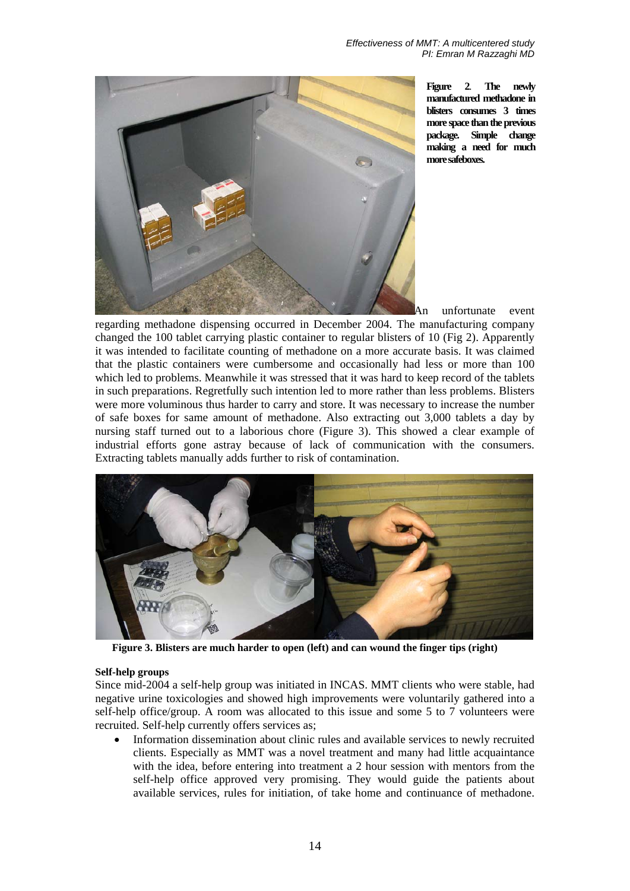**Figure 2. The newly manufactured methadone in blisters consumes 3 times more space than the previous package. Simple change making a need for much more safeboxes.**

An unfortunate event regarding methadone dispensing occurred in December 2004. The manufacturing company changed the 100 tablet carrying plastic container to regular blisters of 10 (Fig 2). Apparently it was intended to facilitate counting of methadone on a more accurate basis. It was claimed that the plastic containers were cumbersome and occasionally had less or more than 100 which led to problems. Meanwhile it was stressed that it was hard to keep record of the tablets in such preparations. Regretfully such intention led to more rather than less problems. Blisters were more voluminous thus harder to carry and store. It was necessary to increase the number of safe boxes for same amount of methadone. Also extracting out 3,000 tablets a day by nursing staff turned out to a laborious chore (Figure 3). This showed a clear example of industrial efforts gone astray because of lack of communication with the consumers. Extracting tablets manually adds further to risk of contamination.

**Figure 3. Blisters are much harder to open (left) and can wound the finger tips (right)**

**Self-help groups**

Since mid-2004 a self-help group was initiated in INCAS. MMT clients who were stable, had negative urine toxicologies and showed high improvements were voluntarily gathered into a self-help office/group. A room was allocated to this issue and some 5 to 7 volunteers were recruited. Self-help currently offers services as;

- Information dissemination about clinic rules and available services to newly recruited clients. Especially as MMT was a novel treatment and many had little acquaintance with the idea, before entering into treatment a 2 hour session with mentors from the self-help office approved very promising. They would guide the patients about available services, rules for initiation, of take home and continuance of methadone.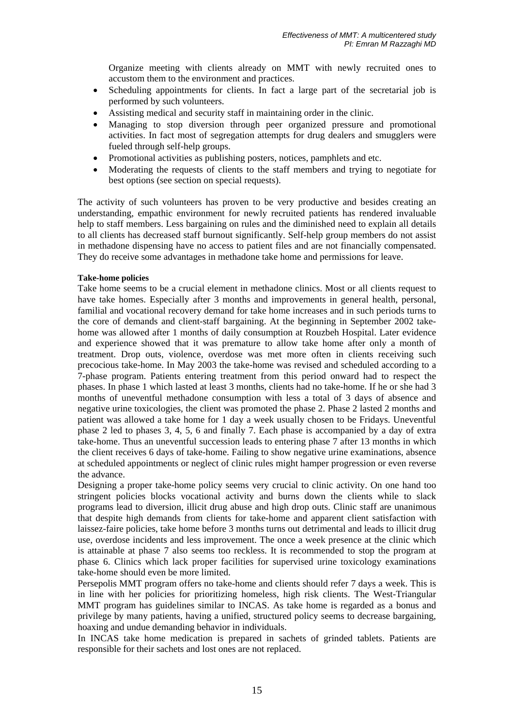Organize meeting with clients already on MMT with newly recruited ones to accustom them to the environment and practices.

- Scheduling appointments for clients. In fact a large part of the secretarial job is performed by such volunteers.
- Assisting medical and security staff in maintaining order in the clinic.
- Managing to stop diversion through peer organized pressure and promotional activities. In fact most of segregation attempts for drug dealers and smugglers were fueled through self-help groups.
- Promotional activities as publishing posters, notices, pamphlets and etc.
- Moderating the requests of clients to the staff members and trying to negotiate for best options (see section on special requests).

The activity of such volunteers has proven to be very productive and besides creating an understanding, empathic environment for newly recruited patients has rendered invaluable help to staff members. Less bargaining on rules and the diminished need to explain all details to all clients has decreased staff burnout significantly. Self-help group members do not assist in methadone dispensing have no access to patient files and are not financially compensated. They do receive some advantages in methadone take home and permissions for leave.

#### Take-home policies

Take home seems to be a crucial element in methadone clinics. Most or all clients request to have take homes. Especially after 3 months and improvements in general health, personal, familial and vocational recovery demand for take home increases and in such periods turns to the core of demands and client-staff bargaining. At the beginning in September 2002 take-home was allowed after 1 months of daily consumption at Rouzbeh Hospital. Later evidence and experience showed that it was premature to allow take home after only a month of treatment. Drop outs, violence, overdose was met more often in clients receiving such precocious take-home. In May 2003 the take-home was revised and scheduled according to a 7-phase program. Patients entering treatment from this period onward had to respect the phases. In phase 1 which lasted at least 3 months, clients had no take-home. If he or she had 3 months of uneventful methadone consumption with less a total of 3 days of absence and negative urine toxicologies, the client was promoted the phase 2. Phase 2 lasted 2 months and patient was allowed a take home for 1 day a week usually chosen to be Fridays. Uneventful phase 2 led to phases 3, 4, 5, 6 and finally 7. Each phase is accompanied by a day of extra take-home. Thus an uneventful succession leads to entering phase 7 after 13 months in which the client receives 6 days of take-home. Failing to show negative urine examinations, absence at scheduled appointments or neglect of clinic rules might hamper progression or even reverse the advance.

Designing a proper take-home policy seems very crucial to clinic activity. On one hand too stringent policies blocks vocational activity and burns down the clients while to slack programs lead to diversion, illicit drug abuse and high drop outs. Clinic staff are unanimous that despite high demands from clients for take-home and apparent client satisfaction with laissez-faire policies, take home before 3 months turns out detrimental and leads to illicit drug use, overdose incidents and less improvement. The once a week presence at the clinic which is attainable at phase 7 also seems too reckless. It is recommended to stop the program at phase 6. Clinics which lack proper facilities for supervised urine toxicology examinations take-home should even be more limited.

Persepolis MMT program offers no take-home and clients should refer 7 days a week. This is in line with her policies for prioritizing homeless, high risk clients. The West-Triangular MMT program has guidelines similar to INCAS. As take home is regarded as a bonus and privilege by many patients, having a unified, structured policy seems to decrease bargaining, hoaxing and undue demanding behavior in individuals.

In INCAS take home medication is prepared in sachets of grinded tablets. Patients are responsible for their sachets and lost ones are not replaced.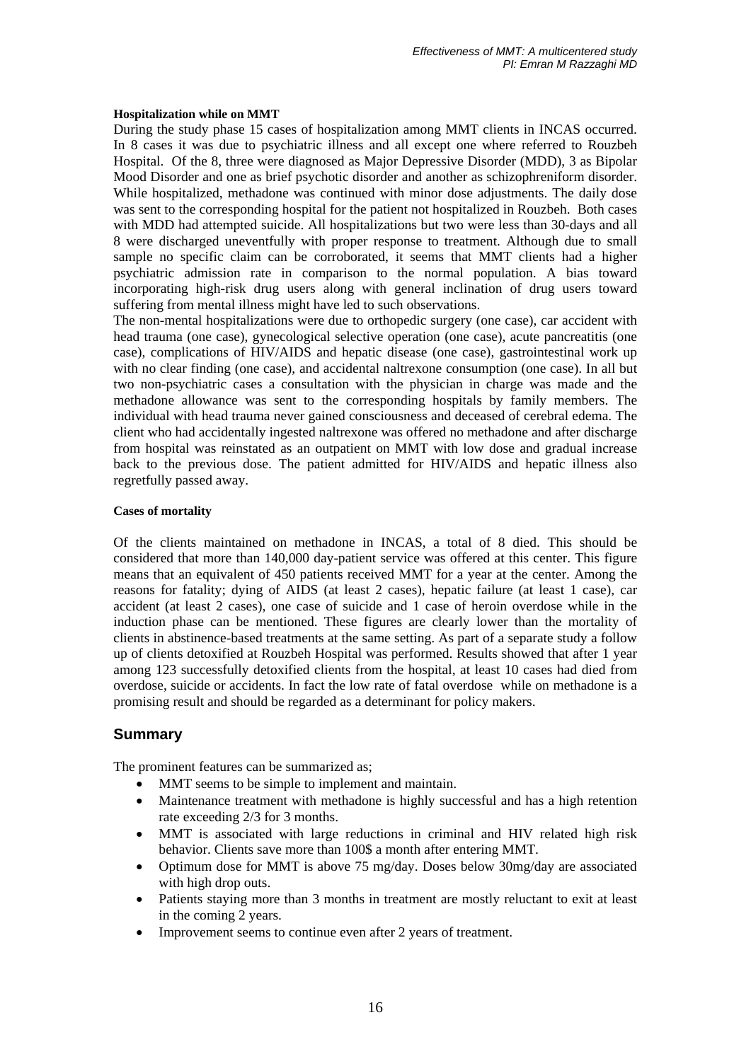#### Hospitalization while on MMT

During the study phase 15 cases of hospitalization among MMT clients in INCAS occurred. In 8 cases it was due to psychiatric illness and all except one where referred to Rouzbeh Hospital. Of the 8, three were diagnosed as Major Depressive Disorder (MDD), 3 as Bipolar Mood Disorder and one as brief psychotic disorder and another as schizophreniform disorder. While hospitalized, methadone was continued with minor dose adjustments. The daily dose was sent to the corresponding hospital for the patient not hospitalized in Rouzbeh. Both cases with MDD had attempted suicide. All hospitalizations but two were less than 30-days and all 8 were discharged uneventfully with proper response to treatment. Although due to small sample no specific claim can be corroborated, it seems that MMT clients had a higher psychiatric admission rate in comparison to the normal population. A bias toward incorporating high-risk drug users along with general inclination of drug users toward suffering from mental illness might have led to such observations.

The non-mental hospitalizations were due to orthopedic surgery (one case), car accident with head trauma (one case), gynecological selective operation (one case), acute pancreatitis (one case), complications of HIV/AIDS and hepatic disease (one case), gastrointestinal work up with no clear finding (one case), and accidental naltrexone consumption (one case). In all but two non-psychiatric cases a consultation with the physician in charge was made and the methadone allowance was sent to the corresponding hospitals by family members. The individual with head trauma never gained consciousness and deceased of cerebral edema. The client who had accidentally ingested naltrexone was offered no methadone and after discharge from hospital was reinstated as an outpatient on MMT with low dose and gradual increase back to the previous dose. The patient admitted for HIV/AIDS and hepatic illness also regretfully passed away.

#### Cases of mortality

Of the clients maintained on methadone in INCAS, a total of 8 died. This should be considered that more than 140,000 day-patient service was offered at this center. This figure means that an equivalent of 450 patients received MMT for a year at the center. Among the reasons for fatality; dying of AIDS (at least 2 cases), hepatic failure (at least 1 case), car accident (at least 2 cases), one case of suicide and 1 case of heroin overdose while in the induction phase can be mentioned. These figures are clearly lower than the mortality of clients in abstinence-based treatments at the same setting. As part of a separate study a follow up of clients detoxified at Rouzbeh Hospital was performed. Results showed that after 1 year among 123 successfully detoxified clients from the hospital, at least 10 cases had died from overdose, suicide or accidents. In fact the low rate of fatal overdose while on methadone is a promising result and should be regarded as a determinant for policy makers.

## Summary

The prominent features can be summarized as;

- MMT seems to be simple to implement and maintain.
- Maintenance treatment with methadone is highly successful and has a high retention rate exceeding 2/3 for 3 months.
- MMT is associated with large reductions in criminal and HIV related high risk behavior. Clients save more than 100$ a month after entering MMT.
- Optimum dose for MMT is above 75 mg/day. Doses below 30mg/day are associated with high drop outs.
- Patients staying more than 3 months in treatment are mostly reluctant to exit at least in the coming 2 years.
- Improvement seems to continue even after 2 years of treatment.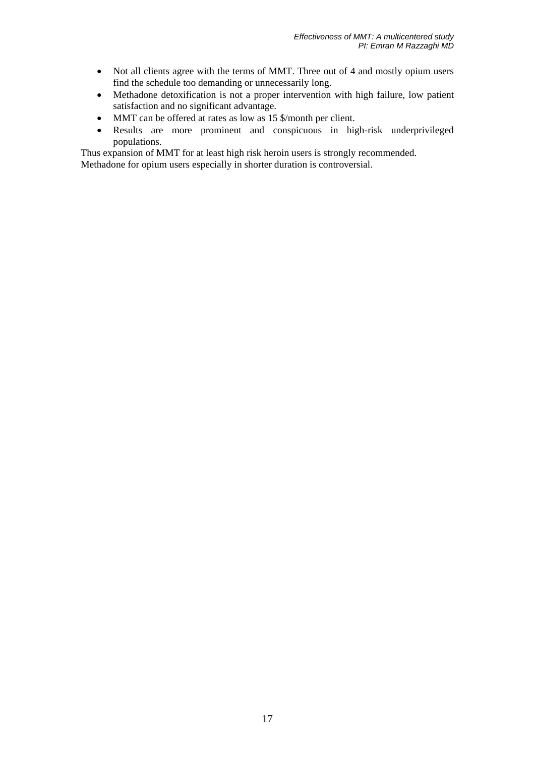- Not all clients agree with the terms of MMT. Three out of 4 and mostly opium users find the schedule too demanding or unnecessarily long.
- Methadone detoxification is not a proper intervention with high failure, low patient satisfaction and no significant advantage.
- MMT can be offered at rates as low as 15 $/month per client.
- Results are more prominent and conspicuous in high-risk underprivileged populations.

Thus expansion of MMT for at least high risk heroin users is strongly recommended.
Methadone for opium users especially in shorter duration is controversial.